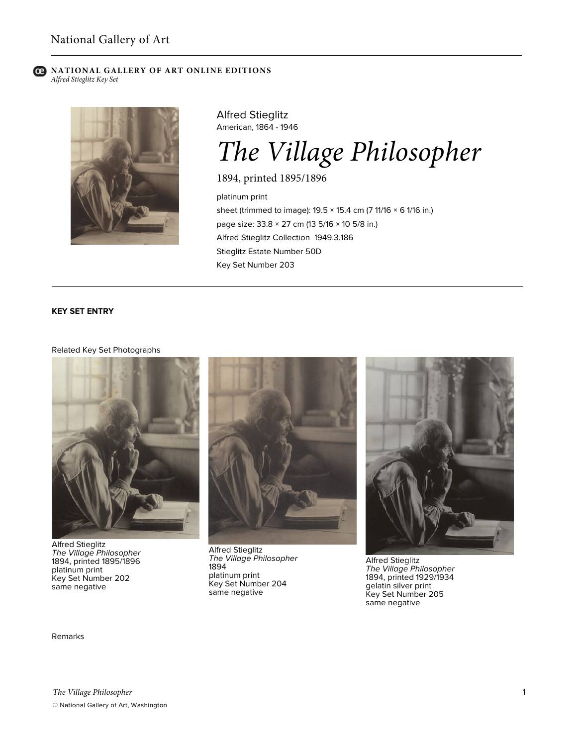National Gallery of Art

**NATIONAL GALLERY OF ART ONLINE EDITIONS**
*Alfred Stieglitz Key Set*

Alfred Stieglitz
American, 1864 - 1946

# *The Village Philosopher*

1894, printed 1895/1896

platinum print

sheet (trimmed to image): 19.5 × 15.4 cm (7 11/16 × 6 1/16 in.)

page size: 33.8 × 27 cm (13 5/16 × 10 5/8 in.)

Alfred Stieglitz Collection 1949.3.186

Stieglitz Estate Number 50D

Key Set Number 203

**KEY SET ENTRY**

Related Key Set Photographs

Alfred Stieglitz
*The Village Philosopher*
1894, printed 1895/1896
platinum print
Key Set Number 202
same negative

Alfred Stieglitz
*The Village Philosopher*
1894
platinum print
Key Set Number 204
same negative

Alfred Stieglitz
*The Village Philosopher*
1894, printed 1929/1934
gelatin silver print
Key Set Number 205
same negative

Remarks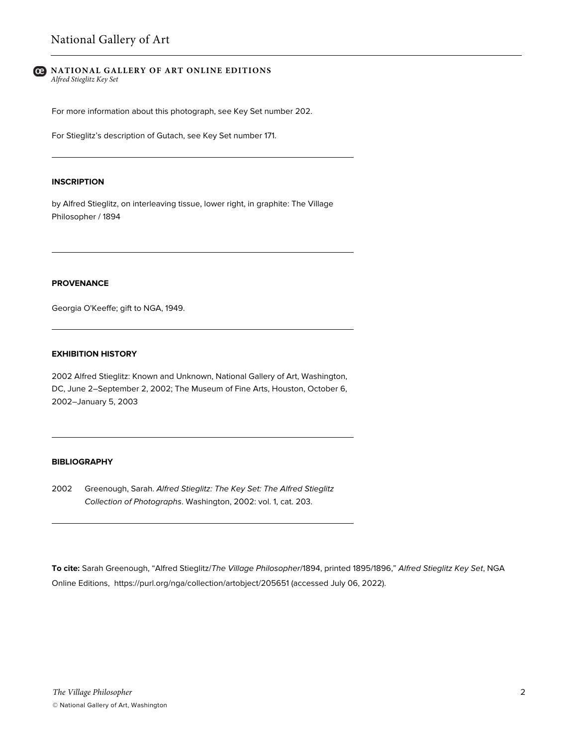For more information about this photograph, see Key Set number 202.

For Stieglitz's description of Gutach, see Key Set number 171.

## INSCRIPTION

by Alfred Stieglitz, on interleaving tissue, lower right, in graphite: The Village Philosopher / 1894

## PROVENANCE

Georgia O'Keeffe; gift to NGA, 1949.

## EXHIBITION HISTORY

2002 Alfred Stieglitz: Known and Unknown, National Gallery of Art, Washington, DC, June 2–September 2, 2002; The Museum of Fine Arts, Houston, October 6, 2002–January 5, 2003

## BIBLIOGRAPHY

2002 Greenough, Sarah. *Alfred Stieglitz: The Key Set: The Alfred Stieglitz Collection of Photographs*. Washington, 2002: vol. 1, cat. 203.

**To cite:** Sarah Greenough, "Alfred Stieglitz/*The Village Philosopher*/1894, printed 1895/1896," *Alfred Stieglitz Key Set*, NGA Online Editions, https://purl.org/nga/collection/artobject/205651 (accessed July 06, 2022).